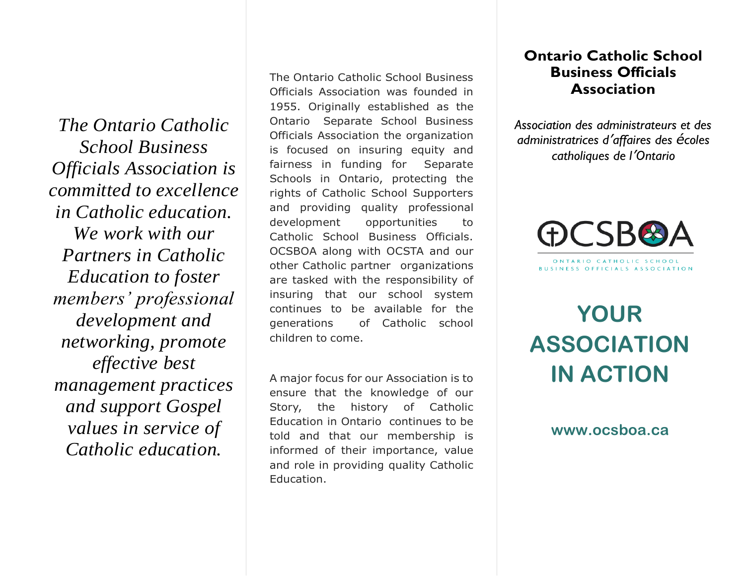*The Ontario Catholic School Business Officials Association is committed to excellence in Catholic education. We work with our Partners in Catholic Education to foster members' professional development and networking, promote effective best management practices and support Gospel values in service of Catholic education.*

The Ontario Catholic School Business Officials Association was founded in 1955. Originally established as the Ontario Separate School Business Officials Association the organization is focused on insuring equity and fairness in funding for Separate Schools in Ontario, protecting the rights of Catholic School Supporters and providing quality professional development opportunities to Catholic School Business Officials. OCSBOA along with OCSTA and our other Catholic partner organizations are tasked with the responsibility of insuring that our school system continues to be available for the generations of Catholic school children to come.

A major focus for our Association is to ensure that the knowledge of our Story, the history of Catholic Education in Ontario continues to be told and that our membership is informed of their importance, value and role in providing quality Catholic Education.

# Ontario Catholic School Business Officials Association

*Association des administrateurs et des administratrices d'affaires des écoles catholiques de l'Ontario*

OCSBOA

ONTARIO CATHOLIC SCHOOL BUSINESS OFFICIALS ASSOCIATION

## YOUR ASSOCIATION IN ACTION

**www.ocsboa.ca**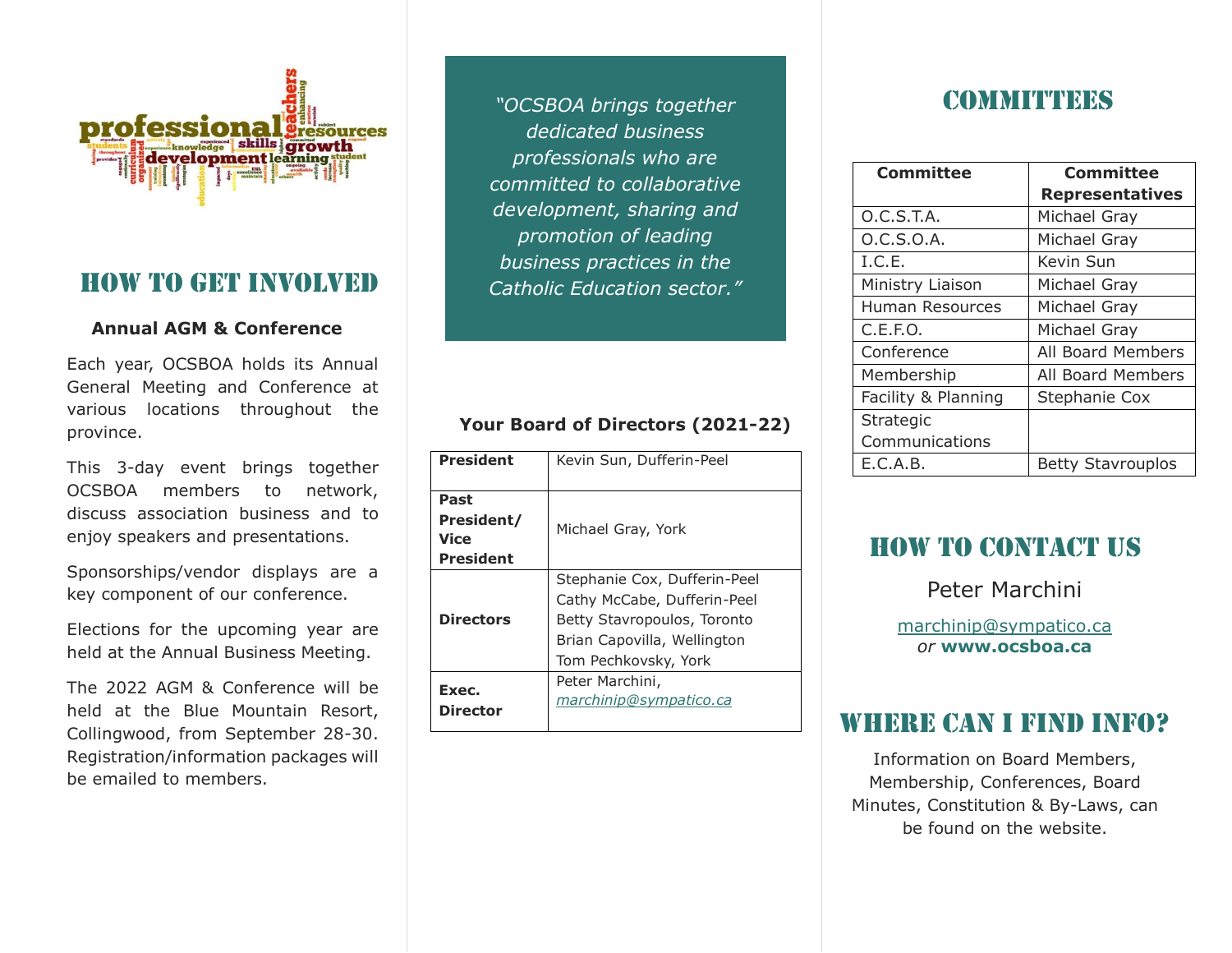## HOW TO GET INVOLVED

**Annual AGM & Conference**

Each year, OCSBOA holds its Annual General Meeting and Conference at various locations throughout the province.

This 3-day event brings together OCSBOA members to network, discuss association business and to enjoy speakers and presentations.

Sponsorships/vendor displays are a key component of our conference.

Elections for the upcoming year are held at the Annual Business Meeting.

The 2022 AGM & Conference will be held at the Blue Mountain Resort, Collingwood, from September 28-30. Registration/information packages will be emailed to members.

*"OCSBOA brings together dedicated business professionals who are committed to collaborative development, sharing and promotion of leading business practices in the Catholic Education sector."*

**Your Board of Directors (2021-22)**

| | |
|---|---|
| **President** | Kevin Sun, Dufferin-Peel |
| **Past President/ Vice President** | Michael Gray, York |
| **Directors** | Stephanie Cox, Dufferin-Peel<br>Cathy McCabe, Dufferin-Peel<br>Betty Stavropoulos, Toronto<br>Brian Capovilla, Wellington<br>Tom Pechkovsky, York |
| **Exec. Director** | Peter Marchini, *marchinip@sympatico.ca* |

## COMMITTEES

| Committee | Committee Representatives |
|---|---|
| O.C.S.T.A. | Michael Gray |
| O.C.S.O.A. | Michael Gray |
| I.C.E. | Kevin Sun |
| Ministry Liaison | Michael Gray |
| Human Resources | Michael Gray |
| C.E.F.O. | Michael Gray |
| Conference | All Board Members |
| Membership | All Board Members |
| Facility & Planning | Stephanie Cox |
| Strategic Communications | |
| E.C.A.B. | Betty Stavrouplos |

## HOW TO CONTACT US

Peter Marchini

marchinip@sympatico.ca
*or* **www.ocsboa.ca**

## WHERE CAN I FIND INFO?

Information on Board Members, Membership, Conferences, Board Minutes, Constitution & By-Laws, can be found on the website.